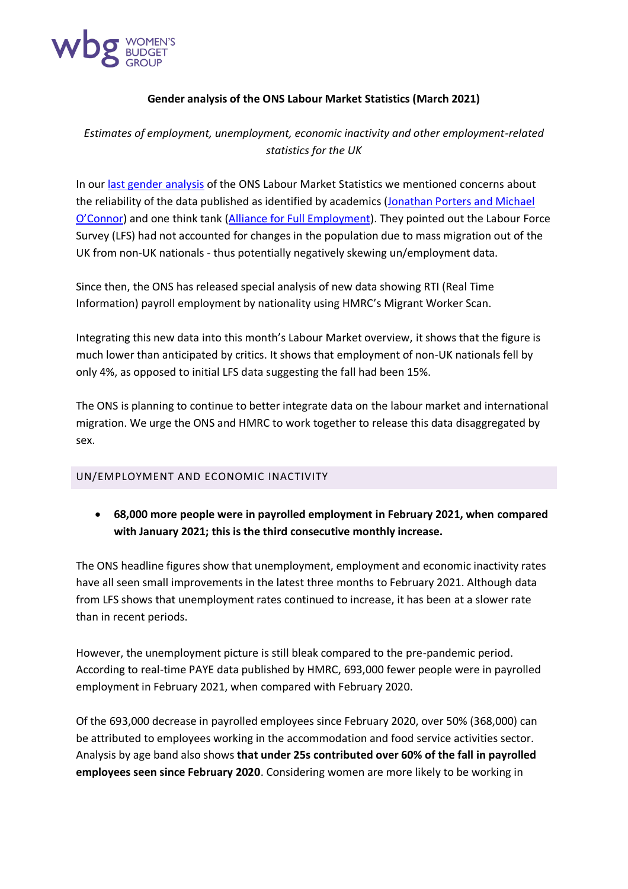WOMEN'S BUDGET GROUP

**Gender analysis of the ONS Labour Market Statistics (March 2021)**

*Estimates of employment, unemployment, economic inactivity and other employment-related statistics for the UK*

In our last gender analysis of the ONS Labour Market Statistics we mentioned concerns about the reliability of the data published as identified by academics (Jonathan Porters and Michael O'Connor) and one think tank (Alliance for Full Employment). They pointed out the Labour Force Survey (LFS) had not accounted for changes in the population due to mass migration out of the UK from non-UK nationals - thus potentially negatively skewing un/employment data.

Since then, the ONS has released special analysis of new data showing RTI (Real Time Information) payroll employment by nationality using HMRC's Migrant Worker Scan.

Integrating this new data into this month's Labour Market overview, it shows that the figure is much lower than anticipated by critics. It shows that employment of non-UK nationals fell by only 4%, as opposed to initial LFS data suggesting the fall had been 15%.

The ONS is planning to continue to better integrate data on the labour market and international migration. We urge the ONS and HMRC to work together to release this data disaggregated by sex.

## UN/EMPLOYMENT AND ECONOMIC INACTIVITY

- **68,000 more people were in payrolled employment in February 2021, when compared with January 2021; this is the third consecutive monthly increase.**

The ONS headline figures show that unemployment, employment and economic inactivity rates have all seen small improvements in the latest three months to February 2021. Although data from LFS shows that unemployment rates continued to increase, it has been at a slower rate than in recent periods.

However, the unemployment picture is still bleak compared to the pre-pandemic period. According to real-time PAYE data published by HMRC, 693,000 fewer people were in payrolled employment in February 2021, when compared with February 2020.

Of the 693,000 decrease in payrolled employees since February 2020, over 50% (368,000) can be attributed to employees working in the accommodation and food service activities sector. Analysis by age band also shows **that under 25s contributed over 60% of the fall in payrolled employees seen since February 2020**. Considering women are more likely to be working in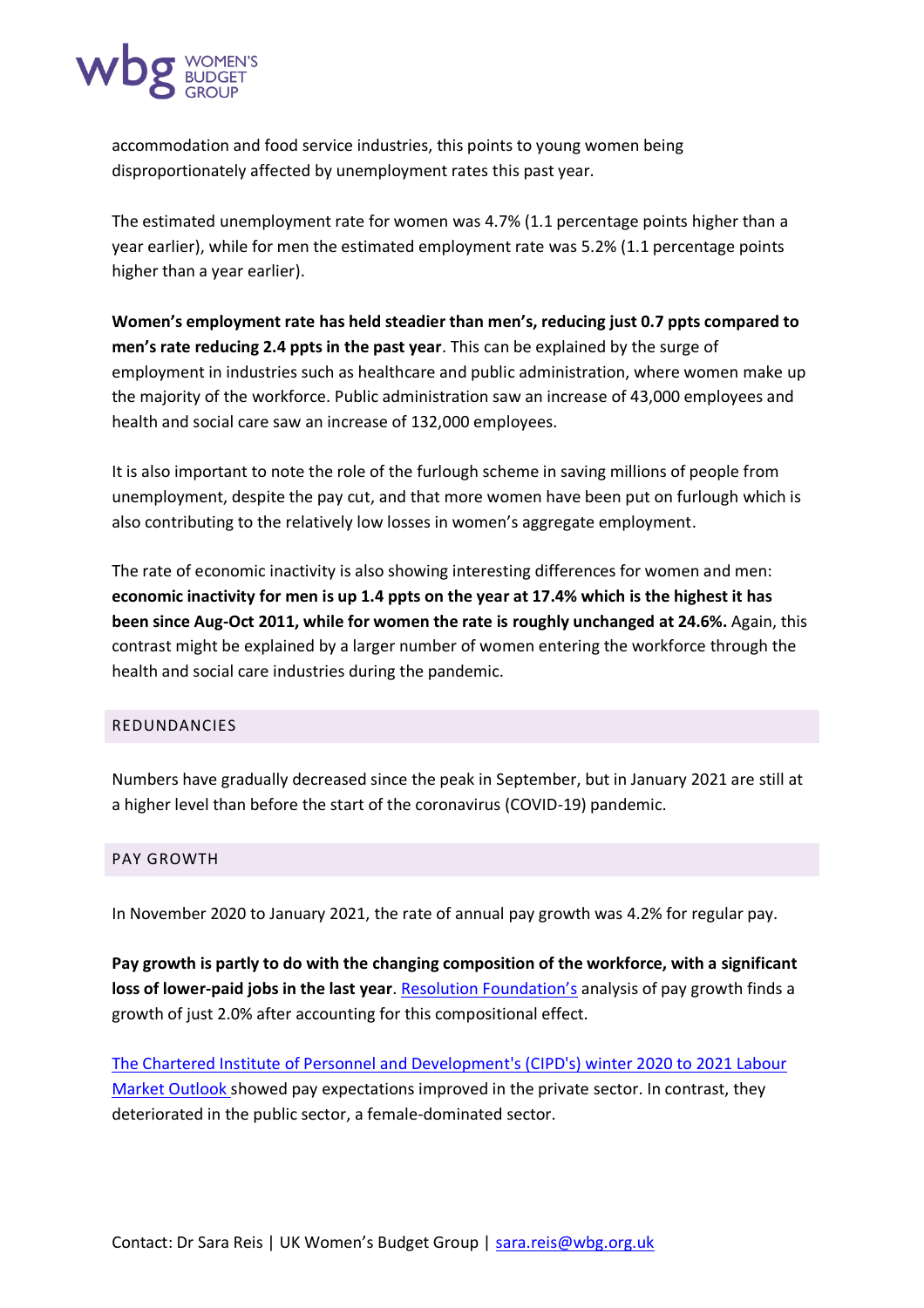accommodation and food service industries, this points to young women being disproportionately affected by unemployment rates this past year.

The estimated unemployment rate for women was 4.7% (1.1 percentage points higher than a year earlier), while for men the estimated employment rate was 5.2% (1.1 percentage points higher than a year earlier).

**Women's employment rate has held steadier than men's, reducing just 0.7 ppts compared to men's rate reducing 2.4 ppts in the past year**. This can be explained by the surge of employment in industries such as healthcare and public administration, where women make up the majority of the workforce. Public administration saw an increase of 43,000 employees and health and social care saw an increase of 132,000 employees.

It is also important to note the role of the furlough scheme in saving millions of people from unemployment, despite the pay cut, and that more women have been put on furlough which is also contributing to the relatively low losses in women's aggregate employment.

The rate of economic inactivity is also showing interesting differences for women and men: **economic inactivity for men is up 1.4 ppts on the year at 17.4% which is the highest it has been since Aug-Oct 2011, while for women the rate is roughly unchanged at 24.6%.** Again, this contrast might be explained by a larger number of women entering the workforce through the health and social care industries during the pandemic.

## REDUNDANCIES

Numbers have gradually decreased since the peak in September, but in January 2021 are still at a higher level than before the start of the coronavirus (COVID-19) pandemic.

## PAY GROWTH

In November 2020 to January 2021, the rate of annual pay growth was 4.2% for regular pay.

**Pay growth is partly to do with the changing composition of the workforce, with a significant loss of lower-paid jobs in the last year**. Resolution Foundation's analysis of pay growth finds a growth of just 2.0% after accounting for this compositional effect.

The Chartered Institute of Personnel and Development's (CIPD's) winter 2020 to 2021 Labour Market Outlook showed pay expectations improved in the private sector. In contrast, they deteriorated in the public sector, a female-dominated sector.

Contact: Dr Sara Reis | UK Women's Budget Group | sara.reis@wbg.org.uk